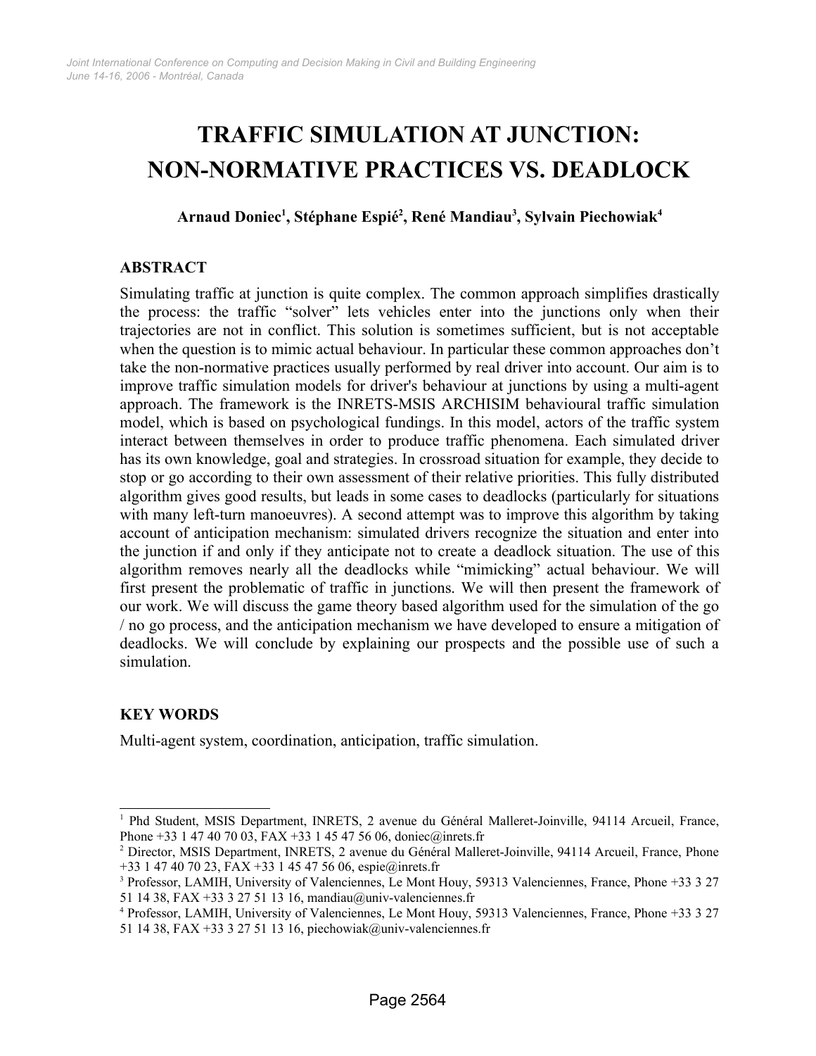# TRAFFIC SIMULATION AT JUNCTION: NON-NORMATIVE PRACTICES VS. DEADLOCK

**Arnaud Doniec[1], Stéphane Espié[2], René Mandiau[3], Sylvain Piechowiak[4]**

## ABSTRACT

Simulating traffic at junction is quite complex. The common approach simplifies drastically the process: the traffic "solver" lets vehicles enter into the junctions only when their trajectories are not in conflict. This solution is sometimes sufficient, but is not acceptable when the question is to mimic actual behaviour. In particular these common approaches don't take the non-normative practices usually performed by real driver into account. Our aim is to improve traffic simulation models for driver's behaviour at junctions by using a multi-agent approach. The framework is the INRETS-MSIS ARCHISIM behavioural traffic simulation model, which is based on psychological fundings. In this model, actors of the traffic system interact between themselves in order to produce traffic phenomena. Each simulated driver has its own knowledge, goal and strategies. In crossroad situation for example, they decide to stop or go according to their own assessment of their relative priorities. This fully distributed algorithm gives good results, but leads in some cases to deadlocks (particularly for situations with many left-turn manoeuvres). A second attempt was to improve this algorithm by taking account of anticipation mechanism: simulated drivers recognize the situation and enter into the junction if and only if they anticipate not to create a deadlock situation. The use of this algorithm removes nearly all the deadlocks while "mimicking" actual behaviour. We will first present the problematic of traffic in junctions. We will then present the framework of our work. We will discuss the game theory based algorithm used for the simulation of the go / no go process, and the anticipation mechanism we have developed to ensure a mitigation of deadlocks. We will conclude by explaining our prospects and the possible use of such a simulation.

## KEY WORDS

Multi-agent system, coordination, anticipation, traffic simulation.

---

[1] Phd Student, MSIS Department, INRETS, 2 avenue du Général Malleret-Joinville, 94114 Arcueil, France, Phone +33 1 47 40 70 03, FAX +33 1 45 47 56 06, doniec@inrets.fr

[2] Director, MSIS Department, INRETS, 2 avenue du Général Malleret-Joinville, 94114 Arcueil, France, Phone +33 1 47 40 70 23, FAX +33 1 45 47 56 06, espie@inrets.fr

[3] Professor, LAMIH, University of Valenciennes, Le Mont Houy, 59313 Valenciennes, France, Phone +33 3 27 51 14 38, FAX +33 3 27 51 13 16, mandiau@univ-valenciennes.fr

[4] Professor, LAMIH, University of Valenciennes, Le Mont Houy, 59313 Valenciennes, France, Phone +33 3 27 51 14 38, FAX +33 3 27 51 13 16, piechowiak@univ-valenciennes.fr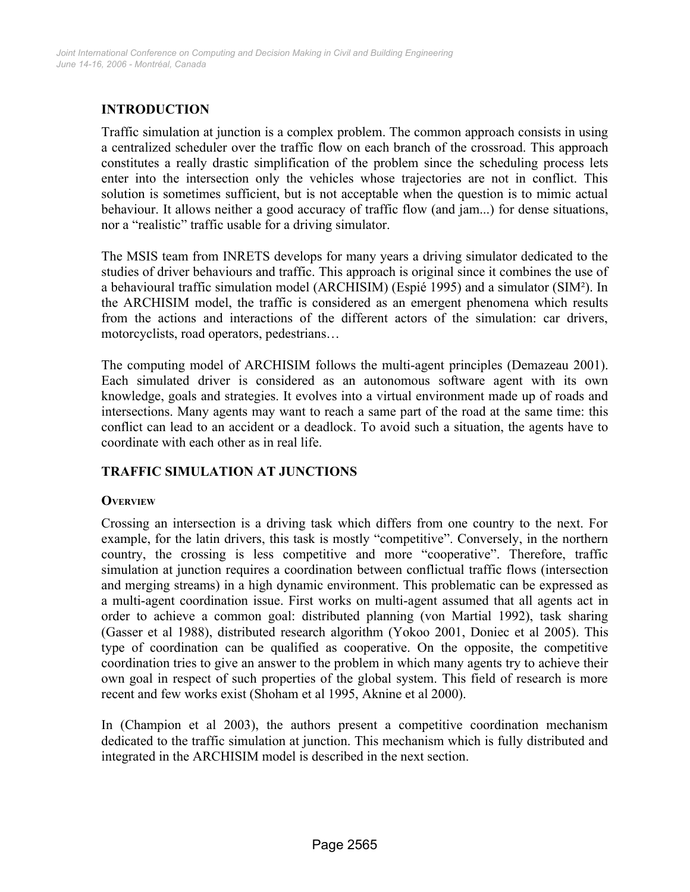## INTRODUCTION

Traffic simulation at junction is a complex problem. The common approach consists in using a centralized scheduler over the traffic flow on each branch of the crossroad. This approach constitutes a really drastic simplification of the problem since the scheduling process lets enter into the intersection only the vehicles whose trajectories are not in conflict. This solution is sometimes sufficient, but is not acceptable when the question is to mimic actual behaviour. It allows neither a good accuracy of traffic flow (and jam...) for dense situations, nor a "realistic" traffic usable for a driving simulator.

The MSIS team from INRETS develops for many years a driving simulator dedicated to the studies of driver behaviours and traffic. This approach is original since it combines the use of a behavioural traffic simulation model (ARCHISIM) (Espié 1995) and a simulator (SIM²). In the ARCHISIM model, the traffic is considered as an emergent phenomena which results from the actions and interactions of the different actors of the simulation: car drivers, motorcyclists, road operators, pedestrians…

The computing model of ARCHISIM follows the multi-agent principles (Demazeau 2001). Each simulated driver is considered as an autonomous software agent with its own knowledge, goals and strategies. It evolves into a virtual environment made up of roads and intersections. Many agents may want to reach a same part of the road at the same time: this conflict can lead to an accident or a deadlock. To avoid such a situation, the agents have to coordinate with each other as in real life.

## TRAFFIC SIMULATION AT JUNCTIONS

### Overview

Crossing an intersection is a driving task which differs from one country to the next. For example, for the latin drivers, this task is mostly "competitive". Conversely, in the northern country, the crossing is less competitive and more "cooperative". Therefore, traffic simulation at junction requires a coordination between conflictual traffic flows (intersection and merging streams) in a high dynamic environment. This problematic can be expressed as a multi-agent coordination issue. First works on multi-agent assumed that all agents act in order to achieve a common goal: distributed planning (von Martial 1992), task sharing (Gasser et al 1988), distributed research algorithm (Yokoo 2001, Doniec et al 2005). This type of coordination can be qualified as cooperative. On the opposite, the competitive coordination tries to give an answer to the problem in which many agents try to achieve their own goal in respect of such properties of the global system. This field of research is more recent and few works exist (Shoham et al 1995, Aknine et al 2000).

In (Champion et al 2003), the authors present a competitive coordination mechanism dedicated to the traffic simulation at junction. This mechanism which is fully distributed and integrated in the ARCHISIM model is described in the next section.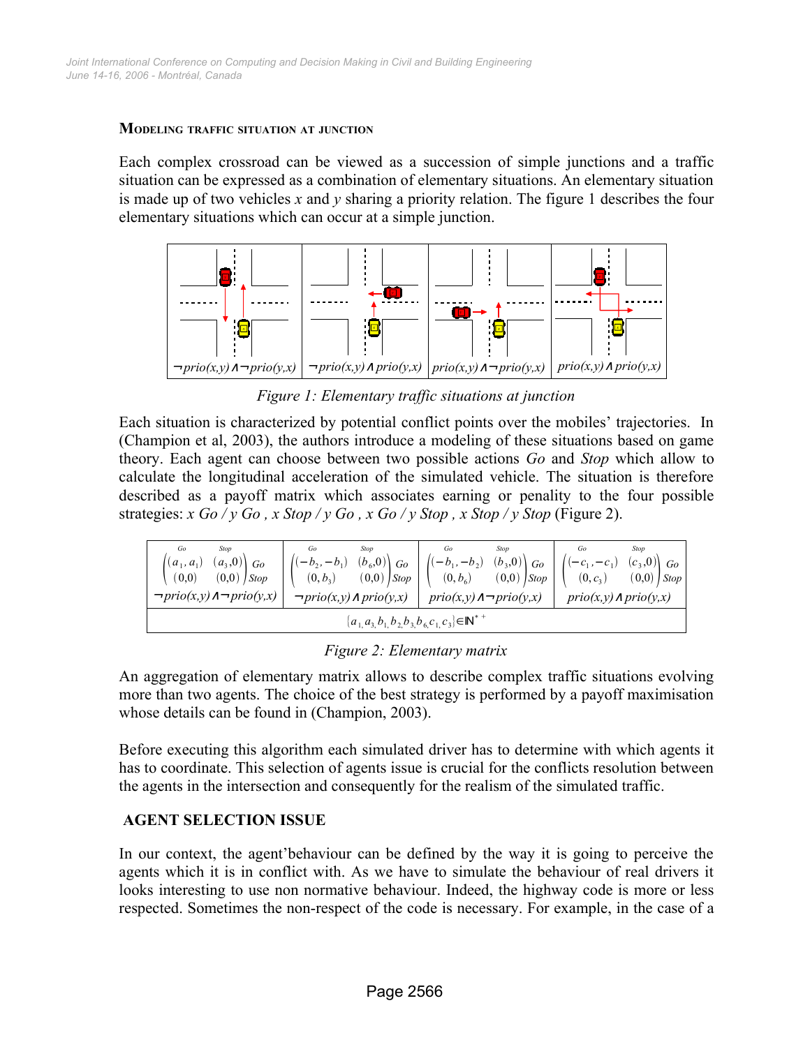### MODELING TRAFFIC SITUATION AT JUNCTION

Each complex crossroad can be viewed as a succession of simple junctions and a traffic situation can be expressed as a combination of elementary situations. An elementary situation is made up of two vehicles *x* and *y* sharing a priority relation. The figure 1 describes the four elementary situations which can occur at a simple junction.

| $\neg prio(x,y) \wedge \neg prio(y,x)$ | $\neg prio(x,y) \wedge prio(y,x)$ | $prio(x,y) \wedge \neg prio(y,x)$ | $prio(x,y) \wedge prio(y,x)$ |
|---|---|---|---|

*Figure 1: Elementary traffic situations at junction*

Each situation is characterized by potential conflict points over the mobiles' trajectories. In (Champion et al, 2003), the authors introduce a modeling of these situations based on game theory. Each agent can choose between two possible actions *Go* and *Stop* which allow to calculate the longitudinal acceleration of the simulated vehicle. The situation is therefore described as a payoff matrix which associates earning or penality to the four possible strategies: *x Go / y Go , x Stop / y Go , x Go / y Stop , x Stop / y Stop* (Figure 2).

| $\begin{pmatrix} (a_1, a_1) & (a_3, 0) \\ (0,0) & (0,0) \end{pmatrix}$ | $\begin{pmatrix} (-b_2, -b_1) & (b_6, 0) \\ (0, b_3) & (0,0) \end{pmatrix}$ | $\begin{pmatrix} (-b_1, -b_2) & (b_3, 0) \\ (0, b_6) & (0,0) \end{pmatrix}$ | $\begin{pmatrix} (-c_1, -c_1) & (c_3, 0) \\ (0, c_3) & (0,0) \end{pmatrix}$ |
|---|---|---|---|
| $\neg prio(x,y) \wedge \neg prio(y,x)$ | $\neg prio(x,y) \wedge prio(y,x)$ | $prio(x,y) \wedge \neg prio(y,x)$ | $prio(x,y) \wedge prio(y,x)$ |
| $\{a_1, a_3, b_1, b_2, b_3, b_6, c_1, c_3\} \in \mathbb{N}^{*+}$ | | | |

(In each matrix, columns are *Go*, *Stop* and rows are *Go*, *Stop*.)

*Figure 2: Elementary matrix*

An aggregation of elementary matrix allows to describe complex traffic situations evolving more than two agents. The choice of the best strategy is performed by a payoff maximisation whose details can be found in (Champion, 2003).

Before executing this algorithm each simulated driver has to determine with which agents it has to coordinate. This selection of agents issue is crucial for the conflicts resolution between the agents in the intersection and consequently for the realism of the simulated traffic.

## AGENT SELECTION ISSUE

In our context, the agent'behaviour can be defined by the way it is going to perceive the agents which it is in conflict with. As we have to simulate the behaviour of real drivers it looks interesting to use non normative behaviour. Indeed, the highway code is more or less respected. Sometimes the non-respect of the code is necessary. For example, in the case of a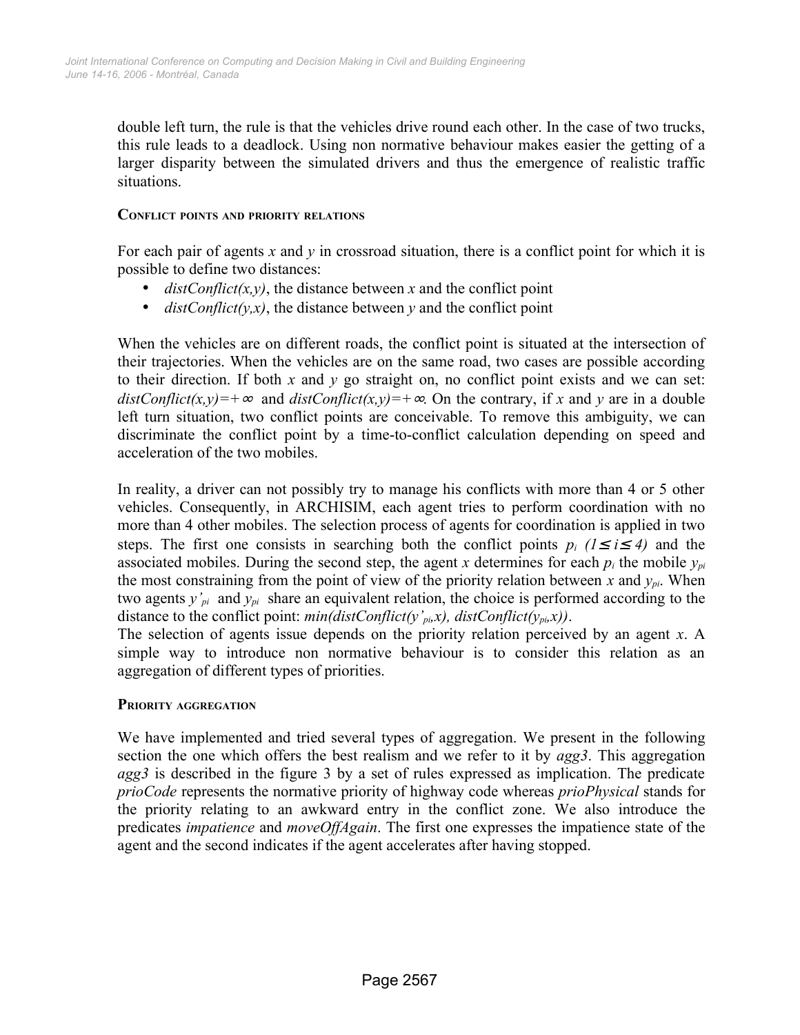double left turn, the rule is that the vehicles drive round each other. In the case of two trucks, this rule leads to a deadlock. Using non normative behaviour makes easier the getting of a larger disparity between the simulated drivers and thus the emergence of realistic traffic situations.

#### CONFLICT POINTS AND PRIORITY RELATIONS

For each pair of agents $x$ and $y$ in crossroad situation, there is a conflict point for which it is possible to define two distances:

- *distConflict(x,y)*, the distance between $x$ and the conflict point
- *distConflict(y,x)*, the distance between $y$ and the conflict point

When the vehicles are on different roads, the conflict point is situated at the intersection of their trajectories. When the vehicles are on the same road, two cases are possible according to their direction. If both $x$ and $y$ go straight on, no conflict point exists and we can set: $distConflict(x,y)=+\infty$ and $distConflict(x,y)=+\infty$. On the contrary, if $x$ and $y$ are in a double left turn situation, two conflict points are conceivable. To remove this ambiguity, we can discriminate the conflict point by a time-to-conflict calculation depending on speed and acceleration of the two mobiles.

In reality, a driver can not possibly try to manage his conflicts with more than 4 or 5 other vehicles. Consequently, in ARCHISIM, each agent tries to perform coordination with no more than 4 other mobiles. The selection process of agents for coordination is applied in two steps. The first one consists in searching both the conflict points $p_i$ $(1 \leq i \leq 4)$ and the associated mobiles. During the second step, the agent $x$ determines for each $p_i$ the mobile $y_{pi}$ the most constraining from the point of view of the priority relation between $x$ and $y_{pi}$. When two agents $y'_{pi}$ and $y_{pi}$ share an equivalent relation, the choice is performed according to the distance to the conflict point: $min(distConflict(y'_{pi},x), distConflict(y_{pi},x))$.

The selection of agents issue depends on the priority relation perceived by an agent $x$. A simple way to introduce non normative behaviour is to consider this relation as an aggregation of different types of priorities.

#### PRIORITY AGGREGATION

We have implemented and tried several types of aggregation. We present in the following section the one which offers the best realism and we refer to it by *agg3*. This aggregation *agg3* is described in the figure 3 by a set of rules expressed as implication. The predicate *prioCode* represents the normative priority of highway code whereas *prioPhysical* stands for the priority relating to an awkward entry in the conflict zone. We also introduce the predicates *impatience* and *moveOffAgain*. The first one expresses the impatience state of the agent and the second indicates if the agent accelerates after having stopped.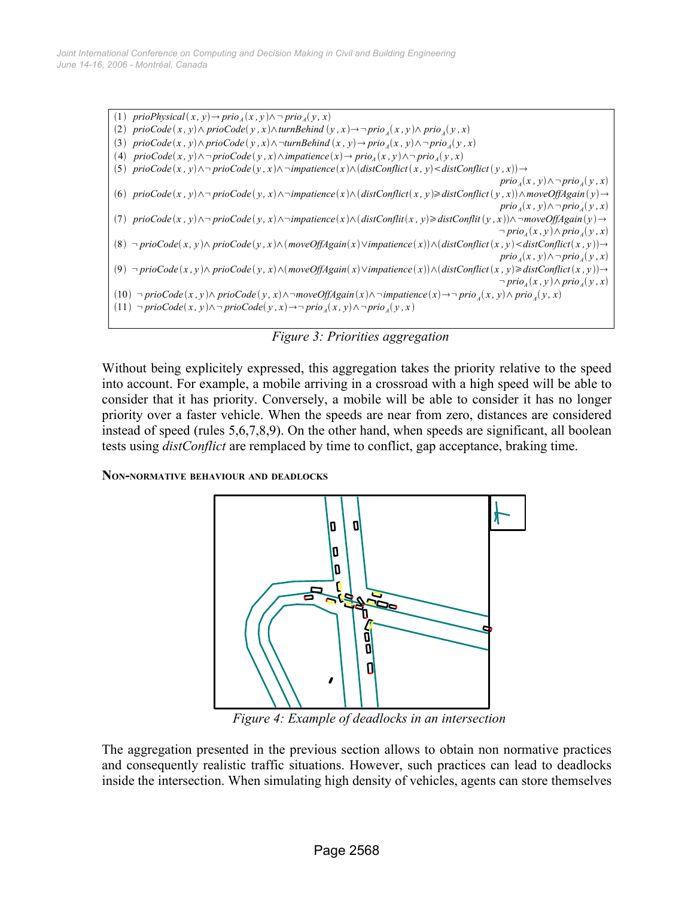$$
\begin{aligned}
&(1)\ \ prioPhysical(x,y) \rightarrow prio_A(x,y) \wedge \neg prio_A(y,x)\\
&(2)\ \ prioCode(x,y) \wedge prioCode(y,x) \wedge turnBehind(y,x) \rightarrow \neg prio_A(x,y) \wedge prio_A(y,x)\\
&(3)\ \ prioCode(x,y) \wedge prioCode(y,x) \wedge \neg turnBehind(y,x) \rightarrow prio_A(x,y) \wedge \neg prio_A(y,x)\\
&(4)\ \ prioCode(x,y) \wedge \neg prioCode(y,x) \wedge impatience(x) \rightarrow prio_A(x,y) \wedge \neg prio_A(y,x)\\
&(5)\ \ prioCode(x,y) \wedge \neg prioCode(y,x) \wedge \neg impatience(x) \wedge (distConflict(x,y) < distConflict(y,x)) \rightarrow\\
&\qquad\qquad prio_A(x,y) \wedge \neg prio_A(y,x)\\
&(6)\ \ prioCode(x,y) \wedge \neg prioCode(y,x) \wedge \neg impatience(x) \wedge (distConflict(x,y) \geqslant distConflict(y,x)) \wedge moveOffAgain(y) \rightarrow\\
&\qquad\qquad prio_A(x,y) \wedge \neg prio_A(y,x)\\
&(7)\ \ prioCode(x,y) \wedge \neg prioCode(y,x) \wedge \neg impatience(x) \wedge (distConflit(x,y) \geqslant distConflit(y,x)) \wedge \neg moveOffAgain(y) \rightarrow\\
&\qquad\qquad \neg prio_A(x,y) \wedge prio_A(y,x)\\
&(8)\ \ \neg prioCode(x,y) \wedge prioCode(y,x) \wedge (moveOffAgain(x) \vee impatience(x)) \wedge (distConflict(x,y) < distConflict(x,y)) \rightarrow\\
&\qquad\qquad prio_A(x,y) \wedge \neg prio_A(y,x)\\
&(9)\ \ \neg prioCode(x,y) \wedge prioCode(y,x) \wedge (moveOffAgain(x) \vee impatience(x)) \wedge (distConflict(x,y) \geqslant distConflict(x,y)) \rightarrow\\
&\qquad\qquad \neg prio_A(x,y) \wedge prio_A(y,x)\\
&(10)\ \ \neg prioCode(x,y) \wedge prioCode(y,x) \wedge \neg moveOffAgain(x) \wedge \neg impatience(x) \rightarrow \neg prio_A(x,y) \wedge prio_A(y,x)\\
&(11)\ \ \neg prioCode(x,y) \wedge \neg prioCode(y,x) \rightarrow \neg prio_A(x,y) \wedge \neg prio_A(y,x)
\end{aligned}
$$

*Figure 3: Priorities aggregation*

Without being explicitely expressed, this aggregation takes the priority relative to the speed into account. For example, a mobile arriving in a crossroad with a high speed will be able to consider that it has priority. Conversely, a mobile will be able to consider it has no longer priority over a faster vehicle. When the speeds are near from zero, distances are considered instead of speed (rules 5,6,7,8,9). On the other hand, when speeds are significant, all boolean tests using *distConflict* are remplaced by time to conflict, gap acceptance, braking time.

**Non-normative behaviour and deadlocks**

*Figure 4: Example of deadlocks in an intersection*

The aggregation presented in the previous section allows to obtain non normative practices and consequently realistic traffic situations. However, such practices can lead to deadlocks inside the intersection. When simulating high density of vehicles, agents can store themselves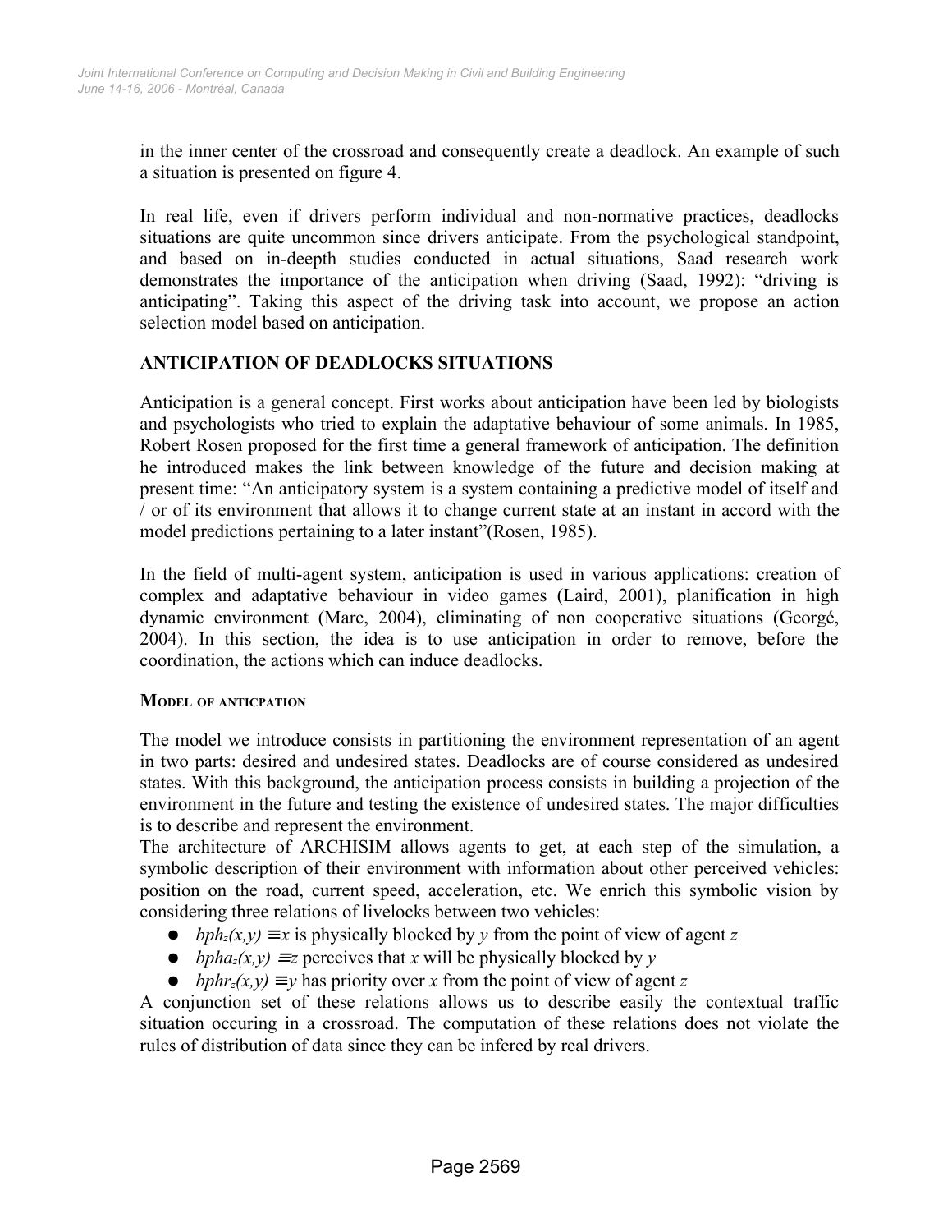in the inner center of the crossroad and consequently create a deadlock. An example of such a situation is presented on figure 4.

In real life, even if drivers perform individual and non-normative practices, deadlocks situations are quite uncommon since drivers anticipate. From the psychological standpoint, and based on in-deepth studies conducted in actual situations, Saad research work demonstrates the importance of the anticipation when driving (Saad, 1992): “driving is anticipating”. Taking this aspect of the driving task into account, we propose an action selection model based on anticipation.

## ANTICIPATION OF DEADLOCKS SITUATIONS

Anticipation is a general concept. First works about anticipation have been led by biologists and psychologists who tried to explain the adaptative behaviour of some animals. In 1985, Robert Rosen proposed for the first time a general framework of anticipation. The definition he introduced makes the link between knowledge of the future and decision making at present time: “An anticipatory system is a system containing a predictive model of itself and / or of its environment that allows it to change current state at an instant in accord with the model predictions pertaining to a later instant”(Rosen, 1985).

In the field of multi-agent system, anticipation is used in various applications: creation of complex and adaptative behaviour in video games (Laird, 2001), planification in high dynamic environment (Marc, 2004), eliminating of non cooperative situations (Georgé, 2004). In this section, the idea is to use anticipation in order to remove, before the coordination, the actions which can induce deadlocks.

### MODEL OF ANTICPATION

The model we introduce consists in partitioning the environment representation of an agent in two parts: desired and undesired states. Deadlocks are of course considered as undesired states. With this background, the anticipation process consists in building a projection of the environment in the future and testing the existence of undesired states. The major difficulties is to describe and represent the environment.

The architecture of ARCHISIM allows agents to get, at each step of the simulation, a symbolic description of their environment with information about other perceived vehicles: position on the road, current speed, acceleration, etc. We enrich this symbolic vision by considering three relations of livelocks between two vehicles:

- $bph_z(x,y) \equiv x$ is physically blocked by $y$ from the point of view of agent $z$
- $bpha_z(x,y) \equiv z$ perceives that $x$ will be physically blocked by $y$
- $bphr_z(x,y) \equiv y$ has priority over $x$ from the point of view of agent $z$

A conjunction set of these relations allows us to describe easily the contextual traffic situation occuring in a crossroad. The computation of these relations does not violate the rules of distribution of data since they can be infered by real drivers.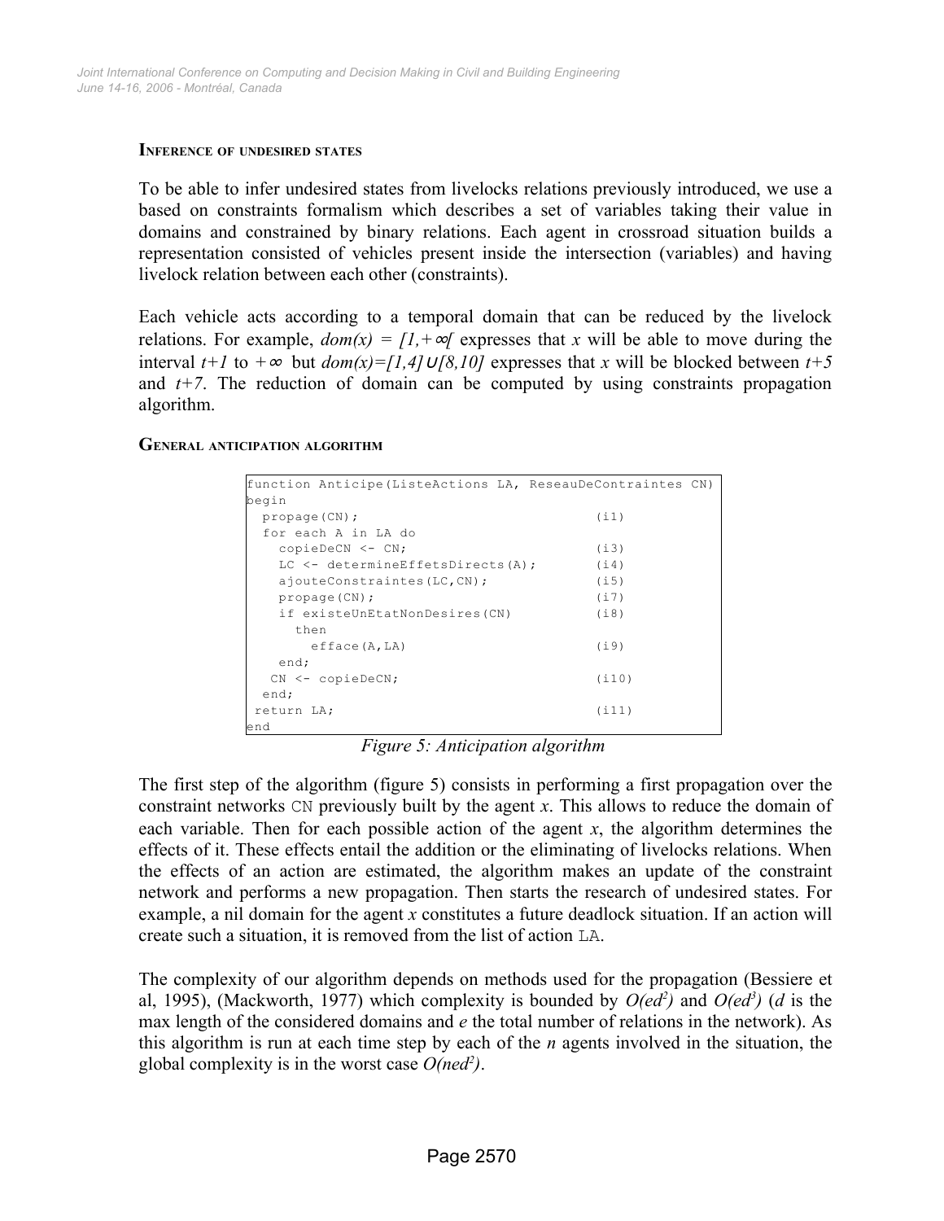### INFERENCE OF UNDESIRED STATES

To be able to infer undesired states from livelocks relations previously introduced, we use a based on constraints formalism which describes a set of variables taking their value in domains and constrained by binary relations. Each agent in crossroad situation builds a representation consisted of vehicles present inside the intersection (variables) and having livelock relation between each other (constraints).

Each vehicle acts according to a temporal domain that can be reduced by the livelock relations. For example, $dom(x) = [1,+\infty[$ expresses that $x$ will be able to move during the interval $t+1$ to $+\infty$ but $dom(x)=[1,4] \cup [8,10]$ expresses that $x$ will be blocked between $t+5$ and $t+7$. The reduction of domain can be computed by using constraints propagation algorithm.

### GENERAL ANTICIPATION ALGORITHM

```
function Anticipe(ListeActions LA, ReseauDeContraintes CN)
begin
  propage(CN);                                  (i1)
  for each A in LA do
    copieDeCN <- CN;                            (i3)
    LC <- determineEffetsDirects(A);            (i4)
    ajouteConstraintes(LC,CN);                  (i5)
    propage(CN);                                (i7)
    if existeUnEtatNonDesires(CN)               (i8)
      then
        efface(A,LA)                            (i9)
    end;
   CN <- copieDeCN;                             (i10)
  end;
 return LA;                                     (i11)
end
```

*Figure 5: Anticipation algorithm*

The first step of the algorithm (figure 5) consists in performing a first propagation over the constraint networks CN previously built by the agent $x$. This allows to reduce the domain of each variable. Then for each possible action of the agent $x$, the algorithm determines the effects of it. These effects entail the addition or the eliminating of livelocks relations. When the effects of an action are estimated, the algorithm makes an update of the constraint network and performs a new propagation. Then starts the research of undesired states. For example, a nil domain for the agent $x$ constitutes a future deadlock situation. If an action will create such a situation, it is removed from the list of action LA.

The complexity of our algorithm depends on methods used for the propagation (Bessiere et al, 1995), (Mackworth, 1977) which complexity is bounded by $O(ed^2)$ and $O(ed^3)$ ($d$ is the max length of the considered domains and $e$ the total number of relations in the network). As this algorithm is run at each time step by each of the $n$ agents involved in the situation, the global complexity is in the worst case $O(ned^2)$.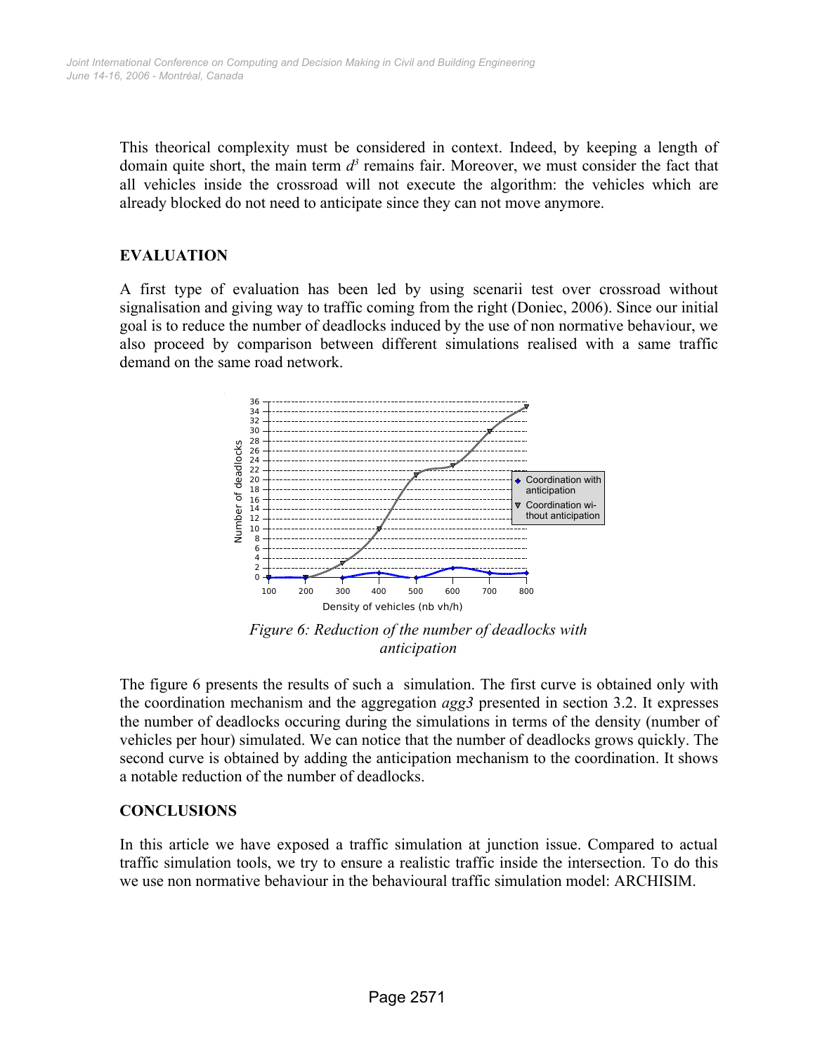This theorical complexity must be considered in context. Indeed, by keeping a length of domain quite short, the main term $d^3$ remains fair. Moreover, we must consider the fact that all vehicles inside the crossroad will not execute the algorithm: the vehicles which are already blocked do not need to anticipate since they can not move anymore.

## EVALUATION

A first type of evaluation has been led by using scenarii test over crossroad without signalisation and giving way to traffic coming from the right (Doniec, 2006). Since our initial goal is to reduce the number of deadlocks induced by the use of non normative behaviour, we also proceed by comparison between different simulations realised with a same traffic demand on the same road network.

*Figure 6: Reduction of the number of deadlocks with anticipation*

The figure 6 presents the results of such a simulation. The first curve is obtained only with the coordination mechanism and the aggregation *agg3* presented in section 3.2. It expresses the number of deadlocks occuring during the simulations in terms of the density (number of vehicles per hour) simulated. We can notice that the number of deadlocks grows quickly. The second curve is obtained by adding the anticipation mechanism to the coordination. It shows a notable reduction of the number of deadlocks.

## CONCLUSIONS

In this article we have exposed a traffic simulation at junction issue. Compared to actual traffic simulation tools, we try to ensure a realistic traffic inside the intersection. To do this we use non normative behaviour in the behavioural traffic simulation model: ARCHISIM.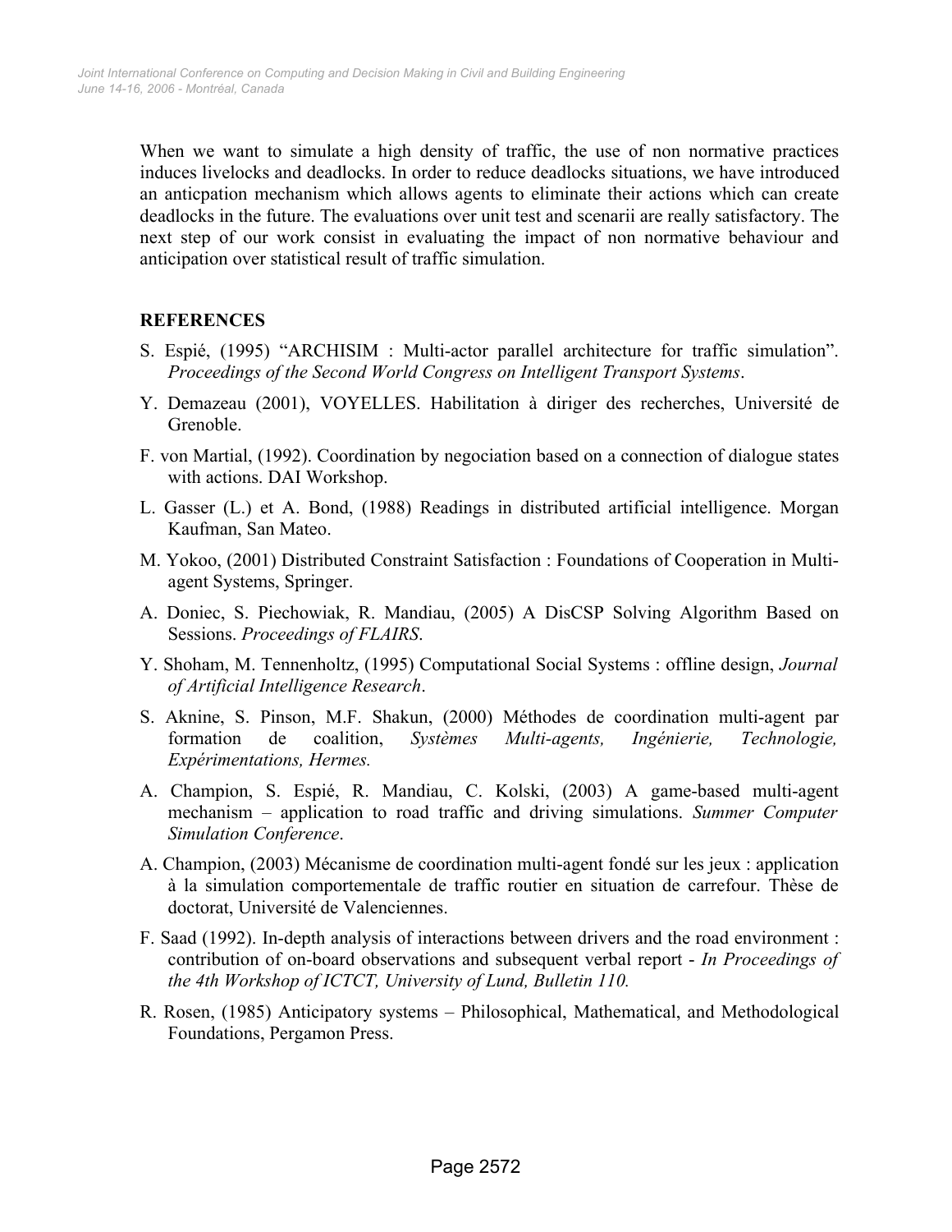When we want to simulate a high density of traffic, the use of non normative practices induces livelocks and deadlocks. In order to reduce deadlocks situations, we have introduced an anticpation mechanism which allows agents to eliminate their actions which can create deadlocks in the future. The evaluations over unit test and scenarii are really satisfactory. The next step of our work consist in evaluating the impact of non normative behaviour and anticipation over statistical result of traffic simulation.

## REFERENCES

S. Espié, (1995) "ARCHISIM : Multi-actor parallel architecture for traffic simulation". *Proceedings of the Second World Congress on Intelligent Transport Systems*.

Y. Demazeau (2001), VOYELLES. Habilitation à diriger des recherches, Université de Grenoble.

F. von Martial, (1992). Coordination by negociation based on a connection of dialogue states with actions. DAI Workshop.

L. Gasser (L.) et A. Bond, (1988) Readings in distributed artificial intelligence. Morgan Kaufman, San Mateo.

M. Yokoo, (2001) Distributed Constraint Satisfaction : Foundations of Cooperation in Multi-agent Systems, Springer.

A. Doniec, S. Piechowiak, R. Mandiau, (2005) A DisCSP Solving Algorithm Based on Sessions. *Proceedings of FLAIRS*.

Y. Shoham, M. Tennenholtz, (1995) Computational Social Systems : offline design, *Journal of Artificial Intelligence Research*.

S. Aknine, S. Pinson, M.F. Shakun, (2000) Méthodes de coordination multi-agent par formation de coalition, *Systèmes Multi-agents, Ingénierie, Technologie, Expérimentations, Hermes.*

A. Champion, S. Espié, R. Mandiau, C. Kolski, (2003) A game-based multi-agent mechanism – application to road traffic and driving simulations. *Summer Computer Simulation Conference*.

A. Champion, (2003) Mécanisme de coordination multi-agent fondé sur les jeux : application à la simulation comportementale de traffic routier en situation de carrefour. Thèse de doctorat, Université de Valenciennes.

F. Saad (1992). In-depth analysis of interactions between drivers and the road environment : contribution of on-board observations and subsequent verbal report - *In Proceedings of the 4th Workshop of ICTCT, University of Lund, Bulletin 110.*

R. Rosen, (1985) Anticipatory systems – Philosophical, Mathematical, and Methodological Foundations, Pergamon Press.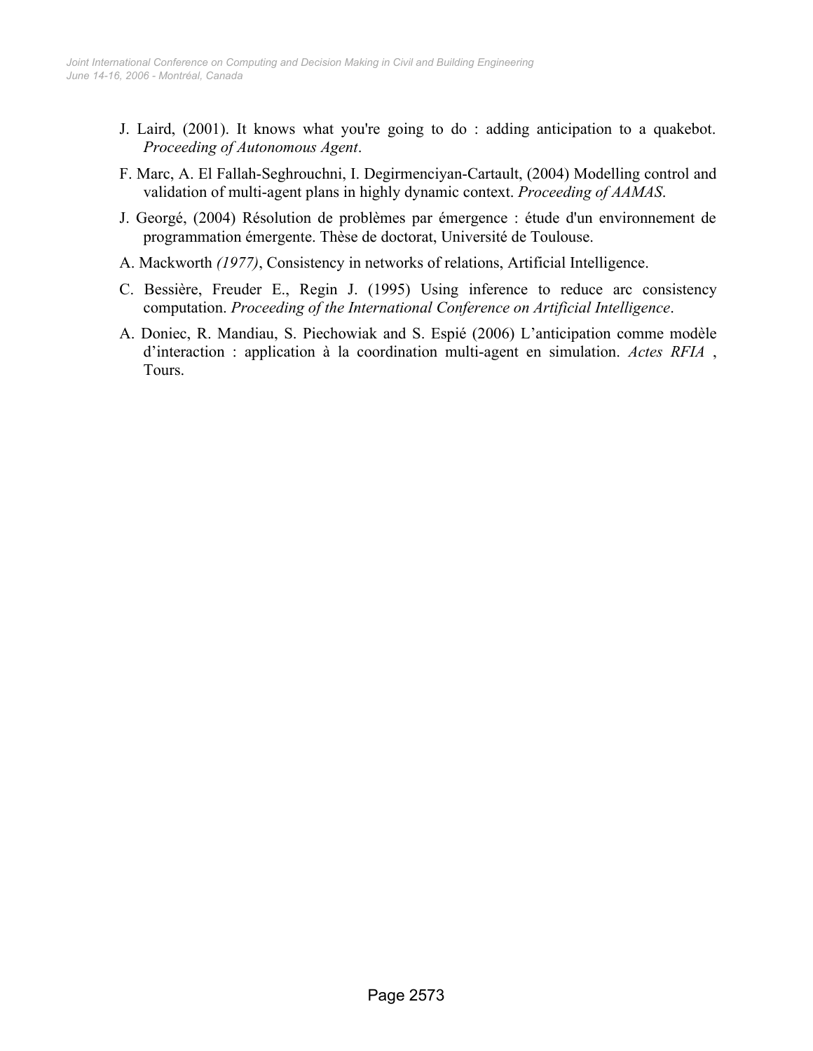J. Laird, (2001). It knows what you're going to do : adding anticipation to a quakebot. *Proceeding of Autonomous Agent*.

F. Marc, A. El Fallah-Seghrouchni, I. Degirmenciyan-Cartault, (2004) Modelling control and validation of multi-agent plans in highly dynamic context. *Proceeding of AAMAS*.

J. Georgé, (2004) Résolution de problèmes par émergence : étude d'un environnement de programmation émergente. Thèse de doctorat, Université de Toulouse.

A. Mackworth *(1977)*, Consistency in networks of relations, Artificial Intelligence.

C. Bessière, Freuder E., Regin J. (1995) Using inference to reduce arc consistency computation. *Proceeding of the International Conference on Artificial Intelligence*.

A. Doniec, R. Mandiau, S. Piechowiak and S. Espié (2006) L'anticipation comme modèle d'interaction : application à la coordination multi-agent en simulation. *Actes RFIA* , Tours.